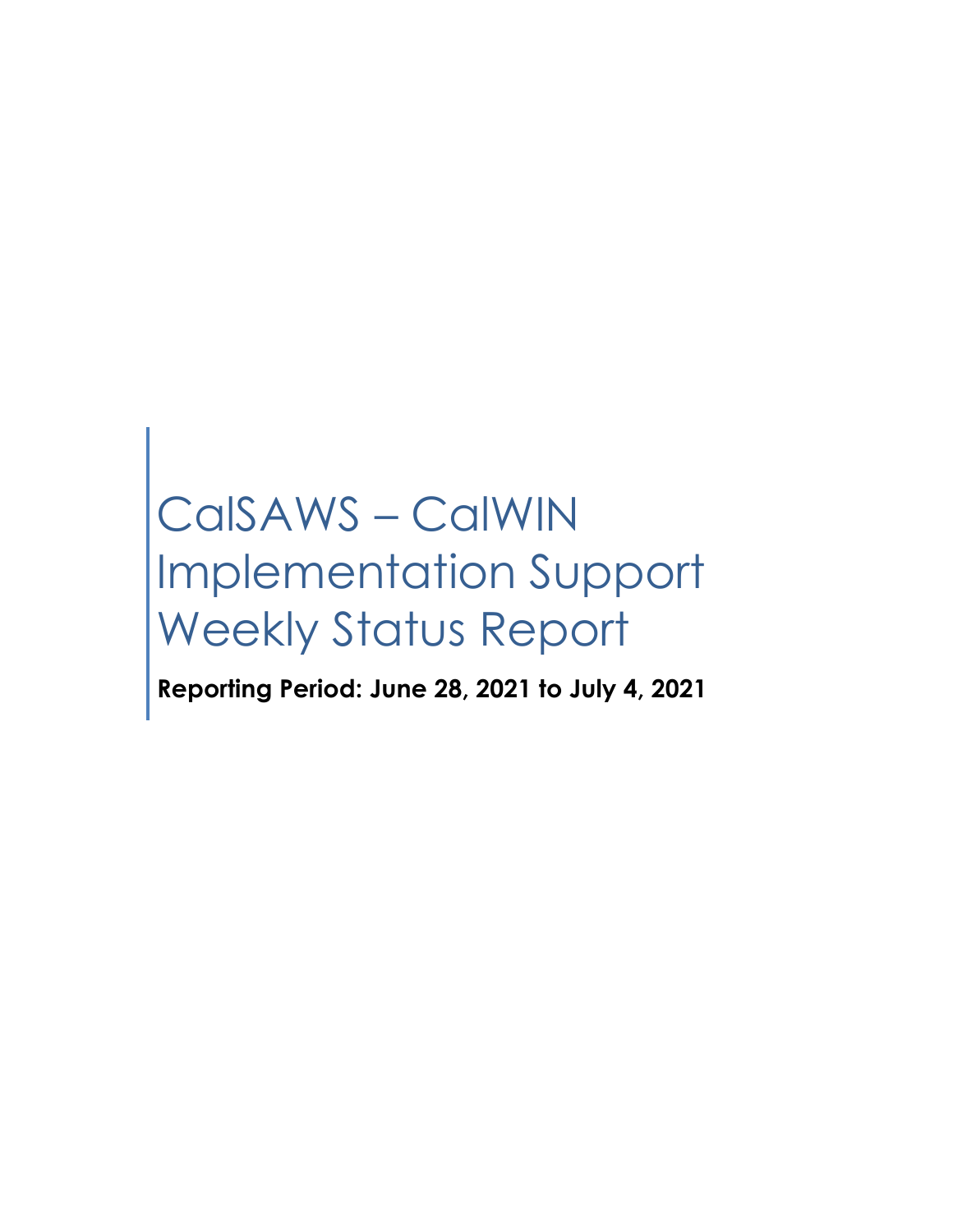# CalSAWS – CalWIN Implementation Support Weekly Status Report

**Reporting Period: June 28, 2021 to July 4, 2021**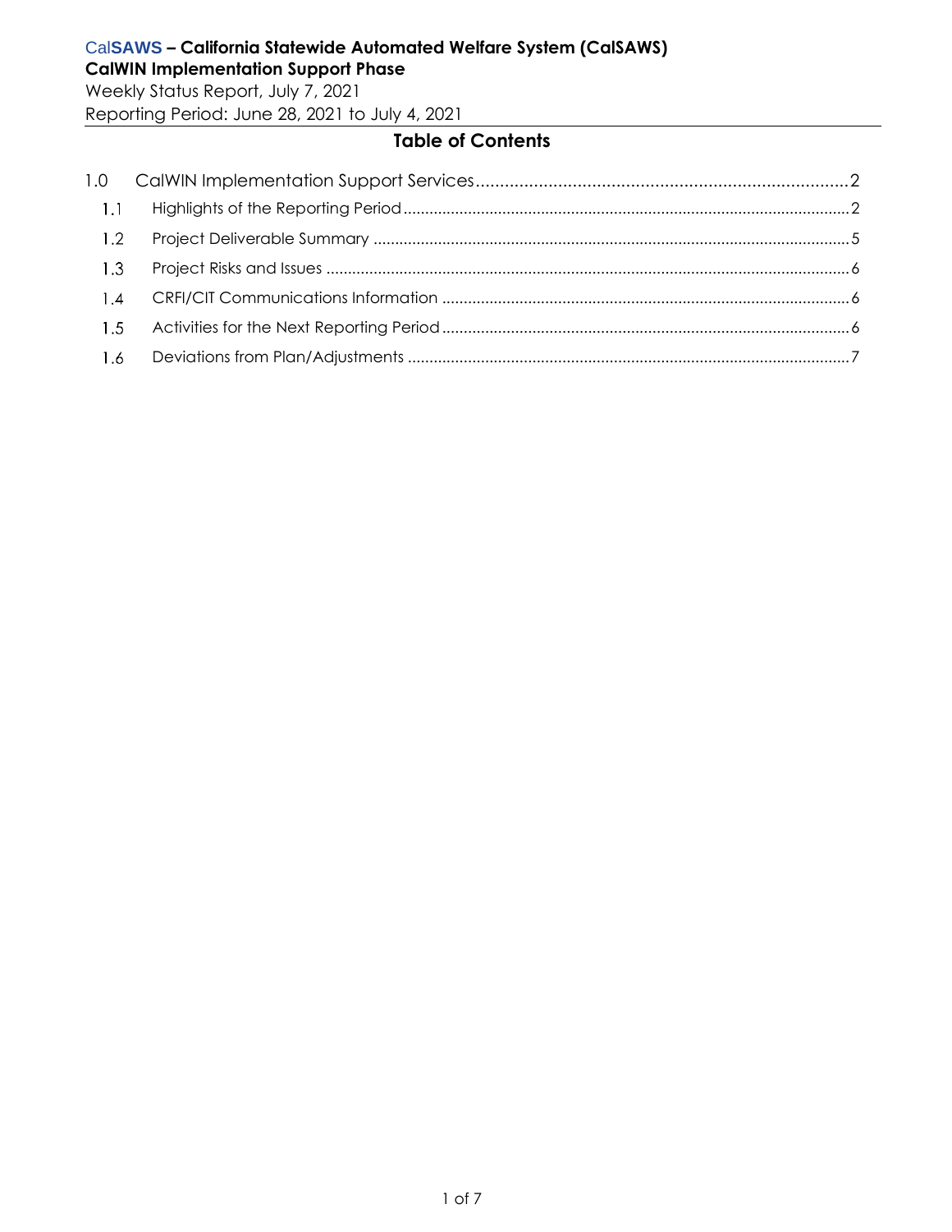## Table of Contents

1.0 CalWIN Implementation Support Services ........ 2

- 1.1 Highlights of the Reporting Period ........ 2
- 1.2 Project Deliverable Summary ........ 5
- 1.3 Project Risks and Issues ........ 6
- 1.4 CRFI/CIT Communications Information ........ 6
- 1.5 Activities for the Next Reporting Period ........ 6
- 1.6 Deviations from Plan/Adjustments ........ 7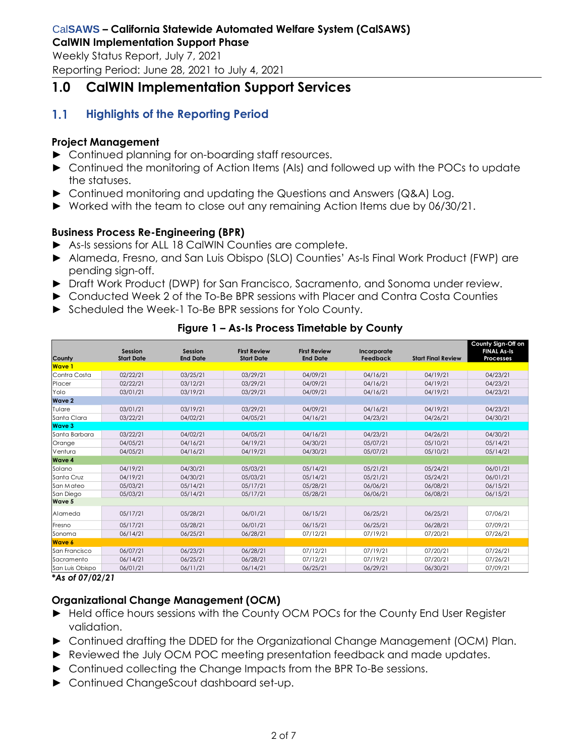# 1.0 CalWIN Implementation Support Services

## 1.1 Highlights of the Reporting Period

### Project Management

- Continued planning for on-boarding staff resources.
- Continued the monitoring of Action Items (AIs) and followed up with the POCs to update the statuses.
- Continued monitoring and updating the Questions and Answers (Q&A) Log.
- Worked with the team to close out any remaining Action Items due by 06/30/21.

### Business Process Re-Engineering (BPR)

- As-Is sessions for ALL 18 CalWIN Counties are complete.
- Alameda, Fresno, and San Luis Obispo (SLO) Counties' As-Is Final Work Product (FWP) are pending sign-off.
- Draft Work Product (DWP) for San Francisco, Sacramento, and Sonoma under review.
- Conducted Week 2 of the To-Be BPR sessions with Placer and Contra Costa Counties
- Scheduled the Week-1 To-Be BPR sessions for Yolo County.

**Figure 1 – As-Is Process Timetable by County**

| County | Session Start Date | Session End Date | First Review Start Date | First Review End Date | Incorporate Feedback | Start Final Review | County Sign-Off on FINAL As-Is Processes |
|---|---|---|---|---|---|---|---|
| **Wave 1** | | | | | | | |
| Contra Costa | 02/22/21 | 03/25/21 | 03/29/21 | 04/09/21 | 04/16/21 | 04/19/21 | 04/23/21 |
| Placer | 02/22/21 | 03/12/21 | 03/29/21 | 04/09/21 | 04/16/21 | 04/19/21 | 04/23/21 |
| Yolo | 03/01/21 | 03/19/21 | 03/29/21 | 04/09/21 | 04/16/21 | 04/19/21 | 04/23/21 |
| **Wave 2** | | | | | | | |
| Tulare | 03/01/21 | 03/19/21 | 03/29/21 | 04/09/21 | 04/16/21 | 04/19/21 | 04/23/21 |
| Santa Clara | 03/22/21 | 04/02/21 | 04/05/21 | 04/16/21 | 04/23/21 | 04/26/21 | 04/30/21 |
| **Wave 3** | | | | | | | |
| Santa Barbara | 03/22/21 | 04/02/21 | 04/05/21 | 04/16/21 | 04/23/21 | 04/26/21 | 04/30/21 |
| Orange | 04/05/21 | 04/16/21 | 04/19/21 | 04/30/21 | 05/07/21 | 05/10/21 | 05/14/21 |
| Ventura | 04/05/21 | 04/16/21 | 04/19/21 | 04/30/21 | 05/07/21 | 05/10/21 | 05/14/21 |
| **Wave 4** | | | | | | | |
| Solano | 04/19/21 | 04/30/21 | 05/03/21 | 05/14/21 | 05/21/21 | 05/24/21 | 06/01/21 |
| Santa Cruz | 04/19/21 | 04/30/21 | 05/03/21 | 05/14/21 | 05/21/21 | 05/24/21 | 06/01/21 |
| San Mateo | 05/03/21 | 05/14/21 | 05/17/21 | 05/28/21 | 06/06/21 | 06/08/21 | 06/15/21 |
| San Diego | 05/03/21 | 05/14/21 | 05/17/21 | 05/28/21 | 06/06/21 | 06/08/21 | 06/15/21 |
| **Wave 5** | | | | | | | |
| Alameda | 05/17/21 | 05/28/21 | 06/01/21 | 06/15/21 | 06/25/21 | 06/25/21 | 07/06/21 |
| Fresno | 05/17/21 | 05/28/21 | 06/01/21 | 06/15/21 | 06/25/21 | 06/28/21 | 07/09/21 |
| Sonoma | 06/14/21 | 06/25/21 | 06/28/21 | 07/12/21 | 07/19/21 | 07/20/21 | 07/26/21 |
| **Wave 6** | | | | | | | |
| San Francisco | 06/07/21 | 06/23/21 | 06/28/21 | 07/12/21 | 07/19/21 | 07/20/21 | 07/26/21 |
| Sacramento | 06/14/21 | 06/25/21 | 06/28/21 | 07/12/21 | 07/19/21 | 07/20/21 | 07/26/21 |
| San Luis Obispo | 06/01/21 | 06/11/21 | 06/14/21 | 06/25/21 | 06/29/21 | 06/30/21 | 07/09/21 |

***As of 07/02/21***

### Organizational Change Management (OCM)

- Held office hours sessions with the County OCM POCs for the County End User Register validation.
- Continued drafting the DDED for the Organizational Change Management (OCM) Plan.
- Reviewed the July OCM POC meeting presentation feedback and made updates.
- Continued collecting the Change Impacts from the BPR To-Be sessions.
- Continued ChangeScout dashboard set-up.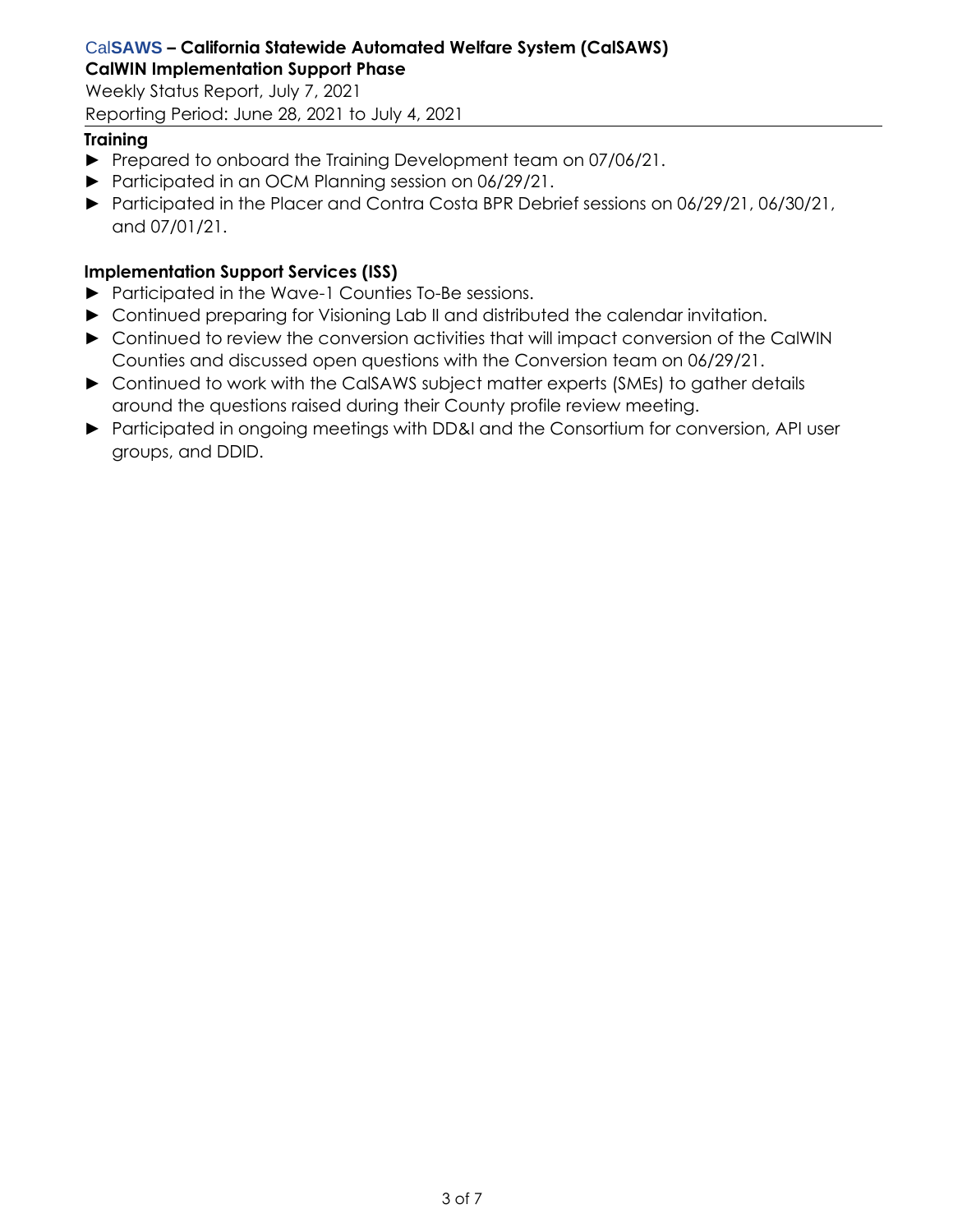### Training

- Prepared to onboard the Training Development team on 07/06/21.
- Participated in an OCM Planning session on 06/29/21.
- Participated in the Placer and Contra Costa BPR Debrief sessions on 06/29/21, 06/30/21, and 07/01/21.

### Implementation Support Services (ISS)

- Participated in the Wave-1 Counties To-Be sessions.
- Continued preparing for Visioning Lab II and distributed the calendar invitation.
- Continued to review the conversion activities that will impact conversion of the CalWIN Counties and discussed open questions with the Conversion team on 06/29/21.
- Continued to work with the CalSAWS subject matter experts (SMEs) to gather details around the questions raised during their County profile review meeting.
- Participated in ongoing meetings with DD&I and the Consortium for conversion, API user groups, and DDID.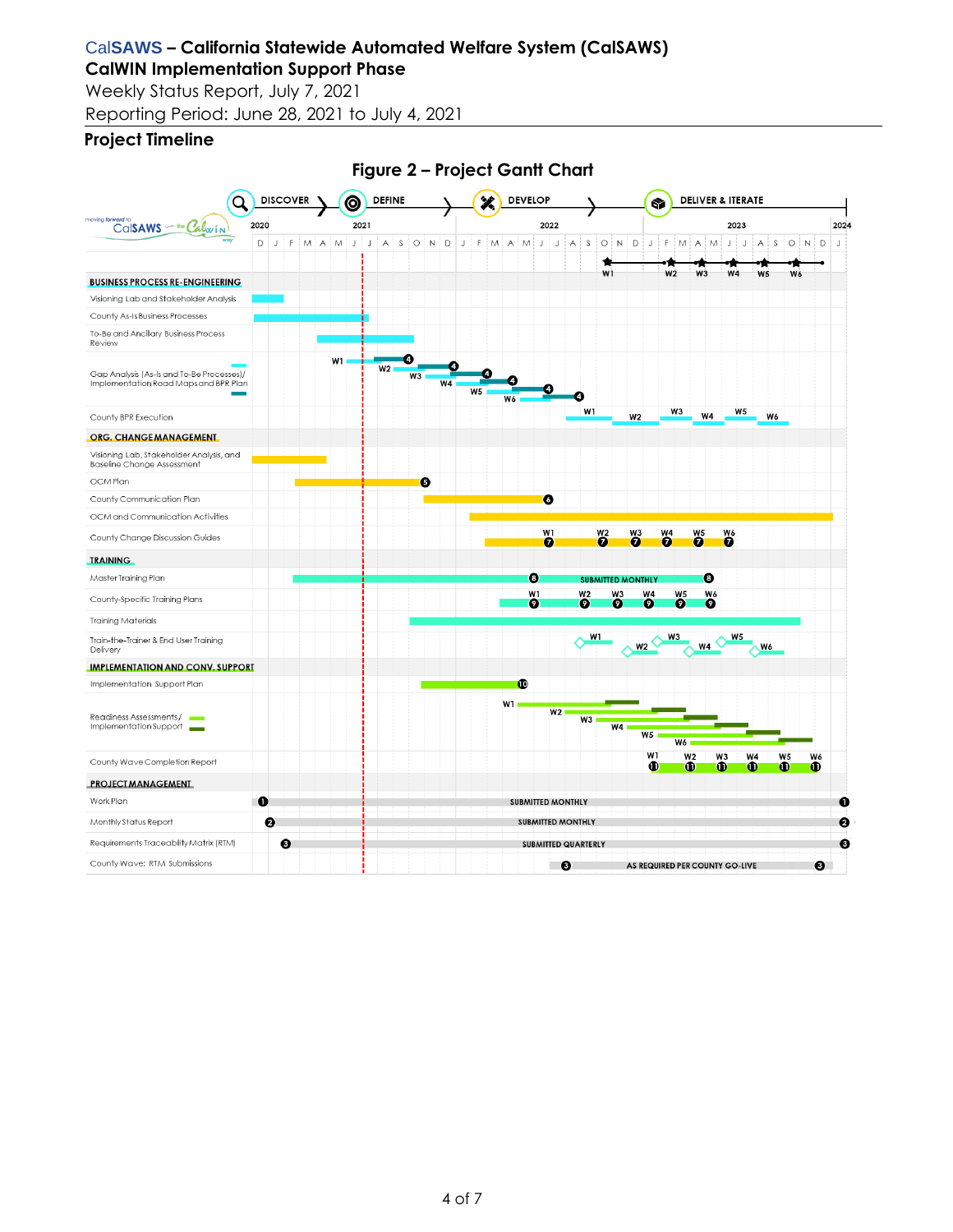## Project Timeline

**Figure 2 – Project Gantt Chart**

DISCOVER → DEFINE → DEVELOP → DELIVER & ITERATE

2020 | 2021 | 2022 | 2023 | 2024

D J F M A M J J A S O N D J F M A M J J A S O N D J F M A M J J A S O N D J

W1 W2 W3 W4 W5 W6

**BUSINESS PROCESS RE-ENGINEERING**

- Visioning Lab and Stakeholder Analysis
- County As-Is Business Processes
- To-Be and Ancillary Business Process Review
- Gap Analysis (As-Is and To-Be Processes)/ Implementation Road Maps and BPR Plan — W1, W2, W3, W4, W5, W6 (4)
- County BPR Execution — W1, W2, W3, W4, W5, W6

**ORG. CHANGE MANAGEMENT**

- Visioning Lab, Stakeholder Analysis, and Baseline Change Assessment
- OCM Plan (5)
- County Communication Plan (6)
- OCM and Communication Activities
- County Change Discussion Guides — W1, W2, W3, W4, W5, W6 (7)

**TRAINING**

- Master Training Plan (8) SUBMITTED MONTHLY (8)
- County-Specific Training Plans — W1, W2, W3, W4, W5, W6 (9)
- Training Materials
- Train-the-Trainer & End User Training Delivery — W1, W2, W3, W4, W5, W6

**IMPLEMENTATION AND CONV. SUPPORT**

- Implementation Support Plan (10)
- Readiness Assessments/ Implementation Support — W1, W2, W3, W4, W5, W6
- County Wave Completion Report — W1, W2, W3, W4, W5, W6 (11)

**PROJECT MANAGEMENT**

- Work Plan (1) SUBMITTED MONTHLY (1)
- Monthly Status Report (2) SUBMITTED MONTHLY (2)
- Requirements Traceability Matrix (RTM) (3) SUBMITTED QUARTERLY (3)
- County Wave: RTM Submissions (3) AS REQUIRED PER COUNTY GO-LIVE (3)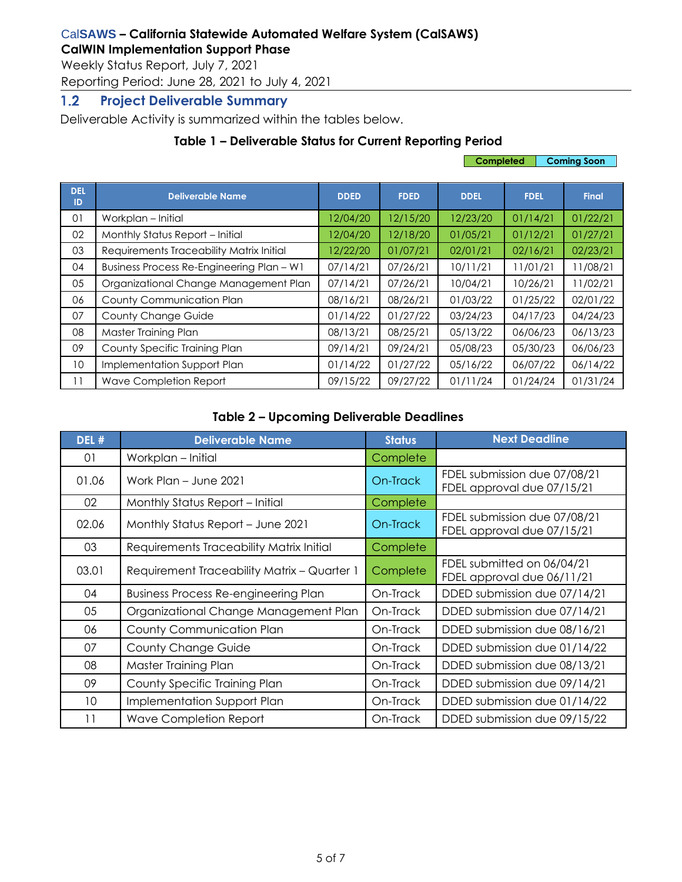## 1.2 Project Deliverable Summary

Deliverable Activity is summarized within the tables below.

**Table 1 – Deliverable Status for Current Reporting Period**

Completed | Coming Soon

| DEL ID | Deliverable Name | DDED | FDED | DDEL | FDEL | Final |
|---|---|---|---|---|---|---|
| 01 | Workplan – Initial | 12/04/20 | 12/15/20 | 12/23/20 | 01/14/21 | 01/22/21 |
| 02 | Monthly Status Report – Initial | 12/04/20 | 12/18/20 | 01/05/21 | 01/12/21 | 01/27/21 |
| 03 | Requirements Traceability Matrix Initial | 12/22/20 | 01/07/21 | 02/01/21 | 02/16/21 | 02/23/21 |
| 04 | Business Process Re-Engineering Plan – W1 | 07/14/21 | 07/26/21 | 10/11/21 | 11/01/21 | 11/08/21 |
| 05 | Organizational Change Management Plan | 07/14/21 | 07/26/21 | 10/04/21 | 10/26/21 | 11/02/21 |
| 06 | County Communication Plan | 08/16/21 | 08/26/21 | 01/03/22 | 01/25/22 | 02/01/22 |
| 07 | County Change Guide | 01/14/22 | 01/27/22 | 03/24/23 | 04/17/23 | 04/24/23 |
| 08 | Master Training Plan | 08/13/21 | 08/25/21 | 05/13/22 | 06/06/23 | 06/13/23 |
| 09 | County Specific Training Plan | 09/14/21 | 09/24/21 | 05/08/23 | 05/30/23 | 06/06/23 |
| 10 | Implementation Support Plan | 01/14/22 | 01/27/22 | 05/16/22 | 06/07/22 | 06/14/22 |
| 11 | Wave Completion Report | 09/15/22 | 09/27/22 | 01/11/24 | 01/24/24 | 01/31/24 |

**Table 2 – Upcoming Deliverable Deadlines**

| DEL # | Deliverable Name | Status | Next Deadline |
|---|---|---|---|
| 01 | Workplan – Initial | Complete | |
| 01.06 | Work Plan – June 2021 | On-Track | FDEL submission due 07/08/21<br>FDEL approval due 07/15/21 |
| 02 | Monthly Status Report – Initial | Complete | |
| 02.06 | Monthly Status Report – June 2021 | On-Track | FDEL submission due 07/08/21<br>FDEL approval due 07/15/21 |
| 03 | Requirements Traceability Matrix Initial | Complete | |
| 03.01 | Requirement Traceability Matrix – Quarter 1 | Complete | FDEL submitted on 06/04/21<br>FDEL approval due 06/11/21 |
| 04 | Business Process Re-engineering Plan | On-Track | DDED submission due 07/14/21 |
| 05 | Organizational Change Management Plan | On-Track | DDED submission due 07/14/21 |
| 06 | County Communication Plan | On-Track | DDED submission due 08/16/21 |
| 07 | County Change Guide | On-Track | DDED submission due 01/14/22 |
| 08 | Master Training Plan | On-Track | DDED submission due 08/13/21 |
| 09 | County Specific Training Plan | On-Track | DDED submission due 09/14/21 |
| 10 | Implementation Support Plan | On-Track | DDED submission due 01/14/22 |
| 11 | Wave Completion Report | On-Track | DDED submission due 09/15/22 |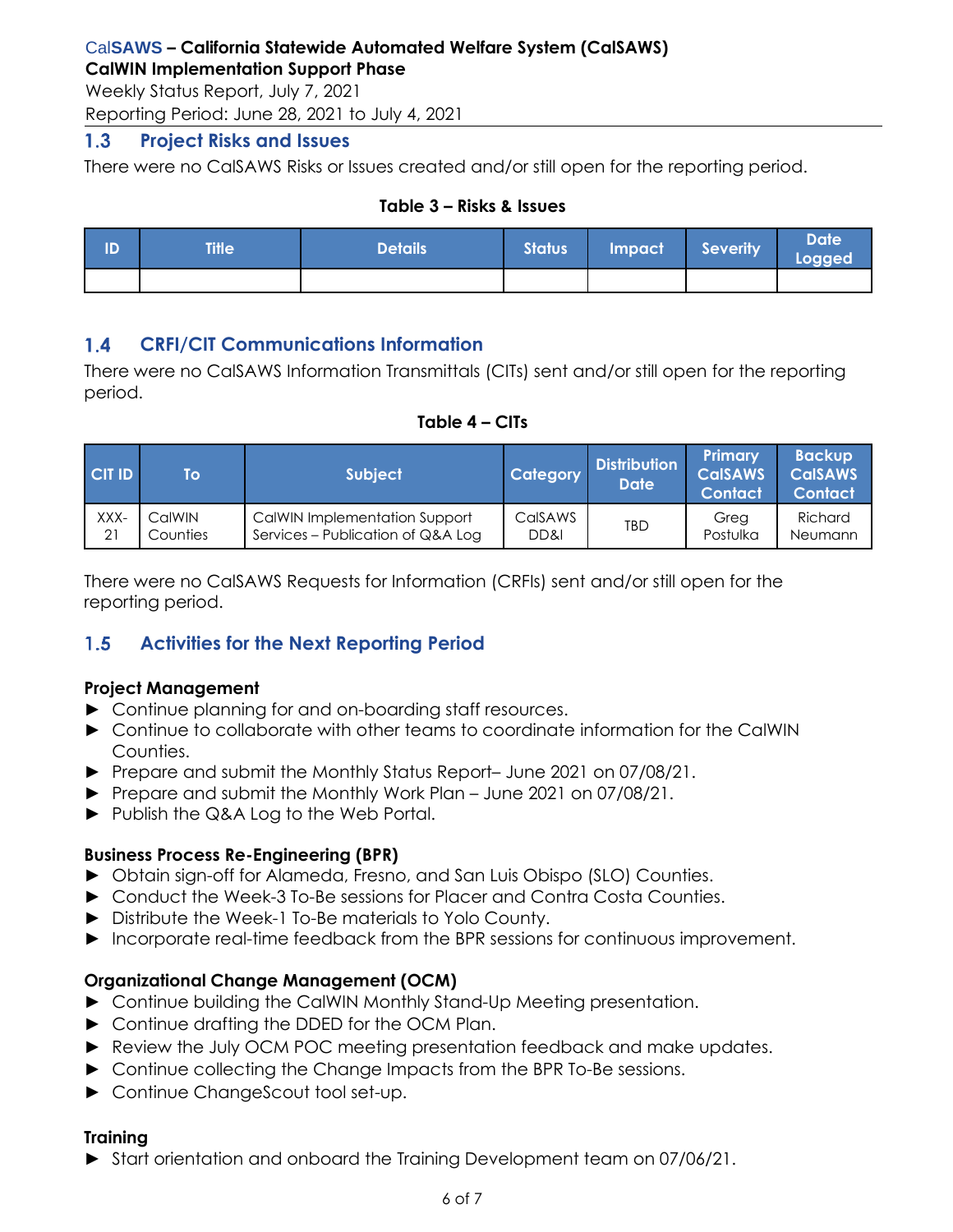### 1.3 Project Risks and Issues

There were no CalSAWS Risks or Issues created and/or still open for the reporting period.

**Table 3 – Risks & Issues**

| ID | Title | Details | Status | Impact | Severity | Date Logged |
|---|---|---|---|---|---|---|
| | | | | | | |

### 1.4 CRFI/CIT Communications Information

There were no CalSAWS Information Transmittals (CITs) sent and/or still open for the reporting period.

**Table 4 – CITs**

| CIT ID | To | Subject | Category | Distribution Date | Primary CalSAWS Contact | Backup CalSAWS Contact |
|---|---|---|---|---|---|---|
| XXX-21 | CalWIN Counties | CalWIN Implementation Support Services – Publication of Q&A Log | CalSAWS DD&I | TBD | Greg Postulka | Richard Neumann |

There were no CalSAWS Requests for Information (CRFIs) sent and/or still open for the reporting period.

### 1.5 Activities for the Next Reporting Period

**Project Management**

- ► Continue planning for and on-boarding staff resources.
- ► Continue to collaborate with other teams to coordinate information for the CalWIN Counties.
- ► Prepare and submit the Monthly Status Report– June 2021 on 07/08/21.
- ► Prepare and submit the Monthly Work Plan – June 2021 on 07/08/21.
- ► Publish the Q&A Log to the Web Portal.

**Business Process Re-Engineering (BPR)**

- ► Obtain sign-off for Alameda, Fresno, and San Luis Obispo (SLO) Counties.
- ► Conduct the Week-3 To-Be sessions for Placer and Contra Costa Counties.
- ► Distribute the Week-1 To-Be materials to Yolo County.
- ► Incorporate real-time feedback from the BPR sessions for continuous improvement.

**Organizational Change Management (OCM)**

- ► Continue building the CalWIN Monthly Stand-Up Meeting presentation.
- ► Continue drafting the DDED for the OCM Plan.
- ► Review the July OCM POC meeting presentation feedback and make updates.
- ► Continue collecting the Change Impacts from the BPR To-Be sessions.
- ► Continue ChangeScout tool set-up.

**Training**

- ► Start orientation and onboard the Training Development team on 07/06/21.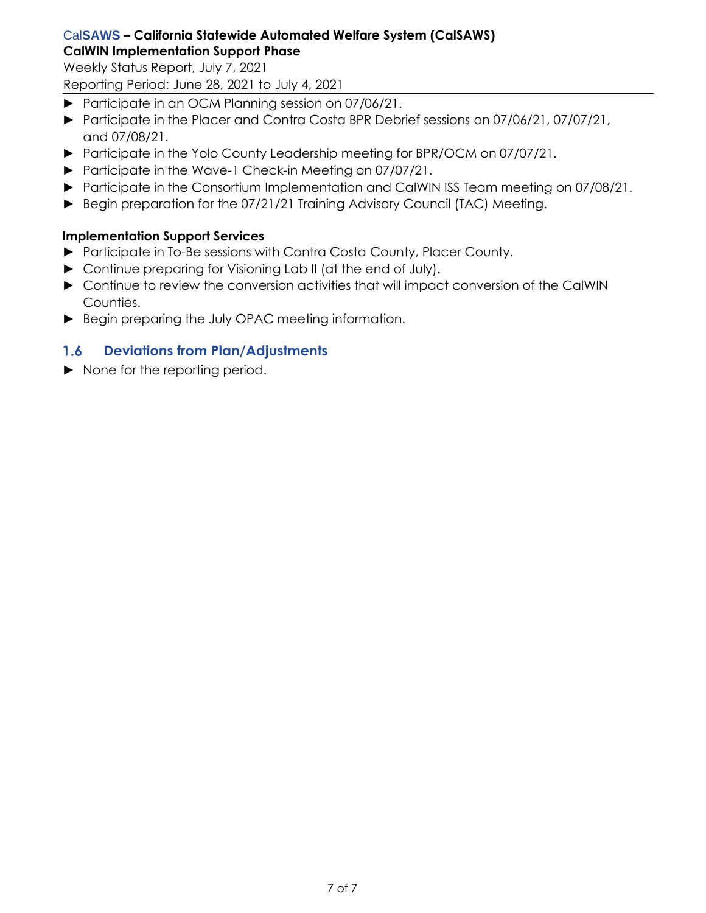- ► Participate in an OCM Planning session on 07/06/21.
- ► Participate in the Placer and Contra Costa BPR Debrief sessions on 07/06/21, 07/07/21, and 07/08/21.
- ► Participate in the Yolo County Leadership meeting for BPR/OCM on 07/07/21.
- ► Participate in the Wave-1 Check-in Meeting on 07/07/21.
- ► Participate in the Consortium Implementation and CalWIN ISS Team meeting on 07/08/21.
- ► Begin preparation for the 07/21/21 Training Advisory Council (TAC) Meeting.

**Implementation Support Services**

- ► Participate in To-Be sessions with Contra Costa County, Placer County.
- ► Continue preparing for Visioning Lab II (at the end of July).
- ► Continue to review the conversion activities that will impact conversion of the CalWIN Counties.
- ► Begin preparing the July OPAC meeting information.

## 1.6 Deviations from Plan/Adjustments

- ► None for the reporting period.